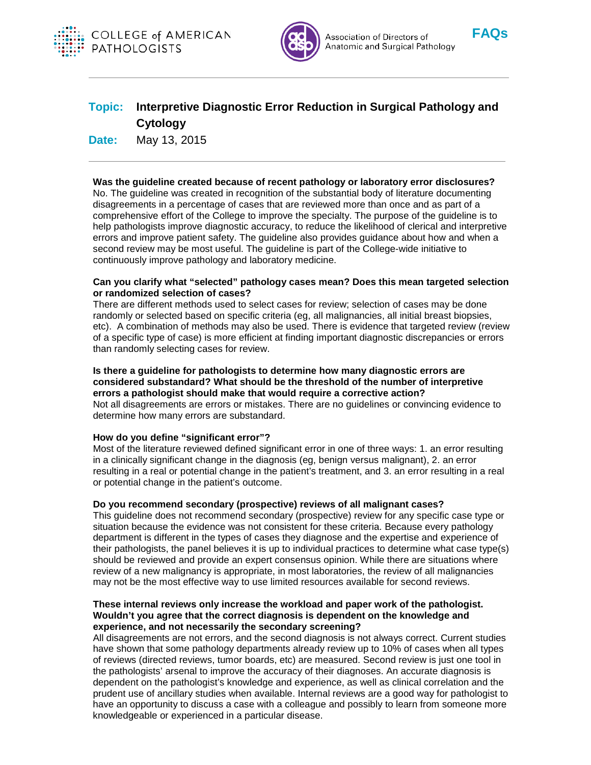COLLEGE of AMERICAN PATHOLOGISTS

Association of Directors of Anatomic and Surgical Pathology

**FAQs**

---

**Topic:** **Interpretive Diagnostic Error Reduction in Surgical Pathology and Cytology**

**Date:** May 13, 2015

---

**Was the guideline created because of recent pathology or laboratory error disclosures?**
No. The guideline was created in recognition of the substantial body of literature documenting disagreements in a percentage of cases that are reviewed more than once and as part of a comprehensive effort of the College to improve the specialty. The purpose of the guideline is to help pathologists improve diagnostic accuracy, to reduce the likelihood of clerical and interpretive errors and improve patient safety. The guideline also provides guidance about how and when a second review may be most useful. The guideline is part of the College-wide initiative to continuously improve pathology and laboratory medicine.

**Can you clarify what "selected" pathology cases mean? Does this mean targeted selection or randomized selection of cases?**
There are different methods used to select cases for review; selection of cases may be done randomly or selected based on specific criteria (eg, all malignancies, all initial breast biopsies, etc). A combination of methods may also be used. There is evidence that targeted review (review of a specific type of case) is more efficient at finding important diagnostic discrepancies or errors than randomly selecting cases for review.

**Is there a guideline for pathologists to determine how many diagnostic errors are considered substandard? What should be the threshold of the number of interpretive errors a pathologist should make that would require a corrective action?**
Not all disagreements are errors or mistakes. There are no guidelines or convincing evidence to determine how many errors are substandard.

**How do you define "significant error"?**
Most of the literature reviewed defined significant error in one of three ways: 1. an error resulting in a clinically significant change in the diagnosis (eg, benign versus malignant), 2. an error resulting in a real or potential change in the patient's treatment, and 3. an error resulting in a real or potential change in the patient's outcome.

**Do you recommend secondary (prospective) reviews of all malignant cases?**
This guideline does not recommend secondary (prospective) review for any specific case type or situation because the evidence was not consistent for these criteria. Because every pathology department is different in the types of cases they diagnose and the expertise and experience of their pathologists, the panel believes it is up to individual practices to determine what case type(s) should be reviewed and provide an expert consensus opinion. While there are situations where review of a new malignancy is appropriate, in most laboratories, the review of all malignancies may not be the most effective way to use limited resources available for second reviews.

**These internal reviews only increase the workload and paper work of the pathologist. Wouldn't you agree that the correct diagnosis is dependent on the knowledge and experience, and not necessarily the secondary screening?**
All disagreements are not errors, and the second diagnosis is not always correct. Current studies have shown that some pathology departments already review up to 10% of cases when all types of reviews (directed reviews, tumor boards, etc) are measured. Second review is just one tool in the pathologists' arsenal to improve the accuracy of their diagnoses. An accurate diagnosis is dependent on the pathologist's knowledge and experience, as well as clinical correlation and the prudent use of ancillary studies when available. Internal reviews are a good way for pathologist to have an opportunity to discuss a case with a colleague and possibly to learn from someone more knowledgeable or experienced in a particular disease.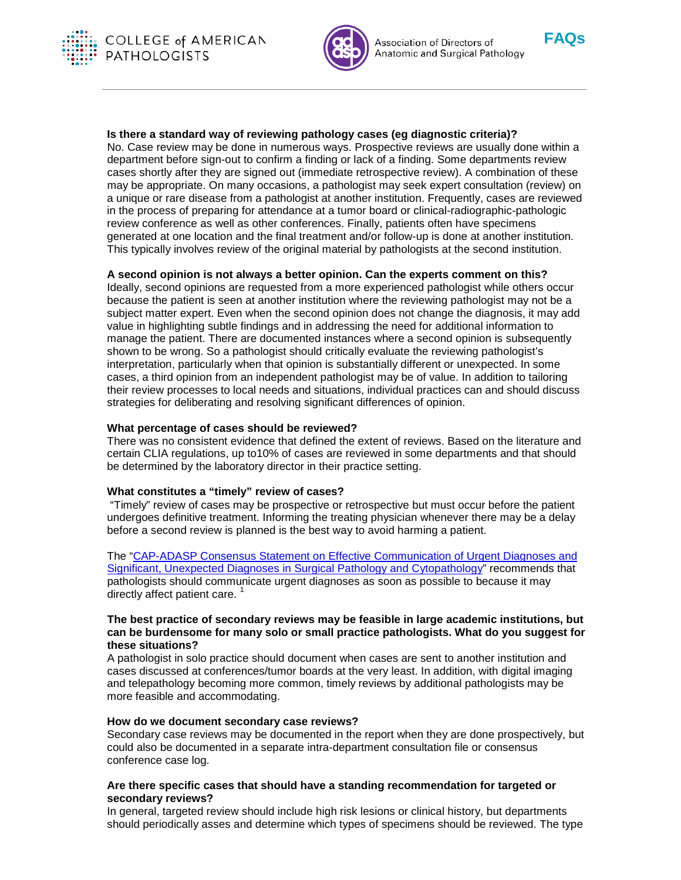**Is there a standard way of reviewing pathology cases (eg diagnostic criteria)?**
No. Case review may be done in numerous ways. Prospective reviews are usually done within a department before sign-out to confirm a finding or lack of a finding. Some departments review cases shortly after they are signed out (immediate retrospective review). A combination of these may be appropriate. On many occasions, a pathologist may seek expert consultation (review) on a unique or rare disease from a pathologist at another institution. Frequently, cases are reviewed in the process of preparing for attendance at a tumor board or clinical-radiographic-pathologic review conference as well as other conferences. Finally, patients often have specimens generated at one location and the final treatment and/or follow-up is done at another institution. This typically involves review of the original material by pathologists at the second institution.

**A second opinion is not always a better opinion. Can the experts comment on this?**
Ideally, second opinions are requested from a more experienced pathologist while others occur because the patient is seen at another institution where the reviewing pathologist may not be a subject matter expert. Even when the second opinion does not change the diagnosis, it may add value in highlighting subtle findings and in addressing the need for additional information to manage the patient. There are documented instances where a second opinion is subsequently shown to be wrong. So a pathologist should critically evaluate the reviewing pathologist's interpretation, particularly when that opinion is substantially different or unexpected. In some cases, a third opinion from an independent pathologist may be of value. In addition to tailoring their review processes to local needs and situations, individual practices can and should discuss strategies for deliberating and resolving significant differences of opinion.

**What percentage of cases should be reviewed?**
There was no consistent evidence that defined the extent of reviews. Based on the literature and certain CLIA regulations, up to10% of cases are reviewed in some departments and that should be determined by the laboratory director in their practice setting.

**What constitutes a "timely" review of cases?**
"Timely" review of cases may be prospective or retrospective but must occur before the patient undergoes definitive treatment. Informing the treating physician whenever there may be a delay before a second review is planned is the best way to avoid harming a patient.

The "CAP-ADASP Consensus Statement on Effective Communication of Urgent Diagnoses and Significant, Unexpected Diagnoses in Surgical Pathology and Cytopathology" recommends that pathologists should communicate urgent diagnoses as soon as possible to because it may directly affect patient care. [1]

**The best practice of secondary reviews may be feasible in large academic institutions, but can be burdensome for many solo or small practice pathologists. What do you suggest for these situations?**
A pathologist in solo practice should document when cases are sent to another institution and cases discussed at conferences/tumor boards at the very least. In addition, with digital imaging and telepathology becoming more common, timely reviews by additional pathologists may be more feasible and accommodating.

**How do we document secondary case reviews?**
Secondary case reviews may be documented in the report when they are done prospectively, but could also be documented in a separate intra-department consultation file or consensus conference case log.

**Are there specific cases that should have a standing recommendation for targeted or secondary reviews?**
In general, targeted review should include high risk lesions or clinical history, but departments should periodically asses and determine which types of specimens should be reviewed. The type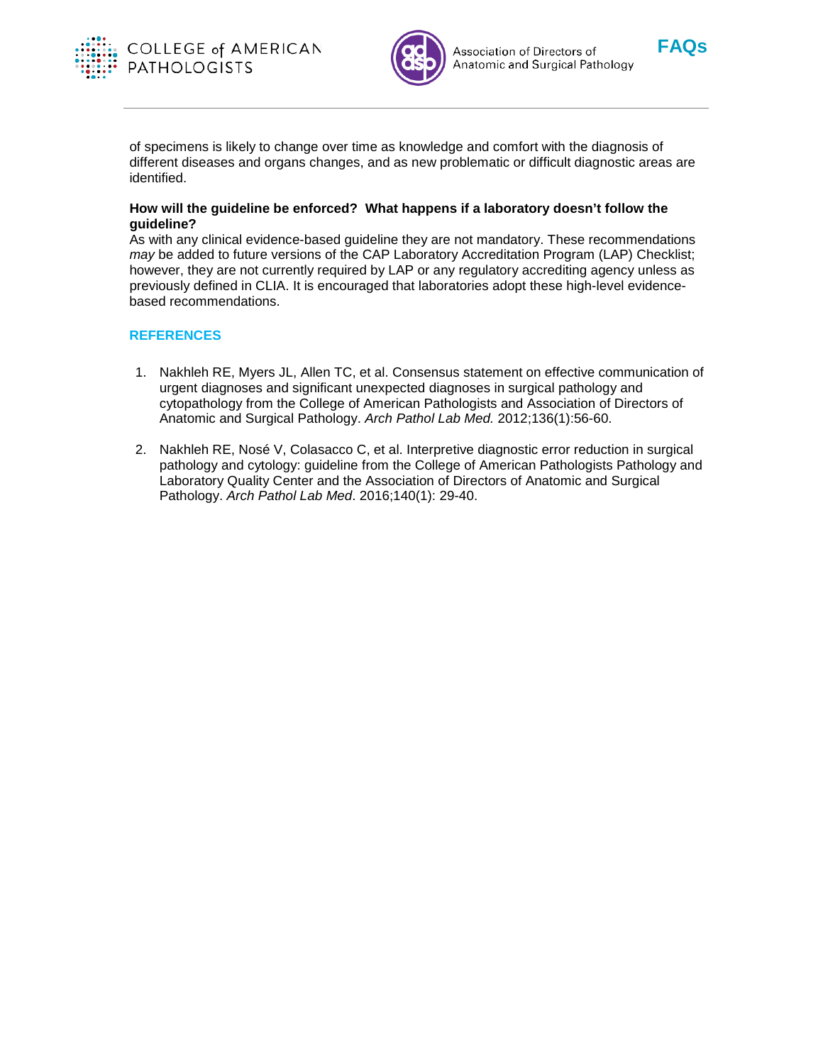of specimens is likely to change over time as knowledge and comfort with the diagnosis of different diseases and organs changes, and as new problematic or difficult diagnostic areas are identified.

**How will the guideline be enforced? What happens if a laboratory doesn't follow the guideline?**

As with any clinical evidence-based guideline they are not mandatory. These recommendations *may* be added to future versions of the CAP Laboratory Accreditation Program (LAP) Checklist; however, they are not currently required by LAP or any regulatory accrediting agency unless as previously defined in CLIA. It is encouraged that laboratories adopt these high-level evidence-based recommendations.

## REFERENCES

1. Nakhleh RE, Myers JL, Allen TC, et al. Consensus statement on effective communication of urgent diagnoses and significant unexpected diagnoses in surgical pathology and cytopathology from the College of American Pathologists and Association of Directors of Anatomic and Surgical Pathology. *Arch Pathol Lab Med.* 2012;136(1):56-60.

2. Nakhleh RE, Nosé V, Colasacco C, et al. Interpretive diagnostic error reduction in surgical pathology and cytology: guideline from the College of American Pathologists Pathology and Laboratory Quality Center and the Association of Directors of Anatomic and Surgical Pathology. *Arch Pathol Lab Med*. 2016;140(1): 29-40.